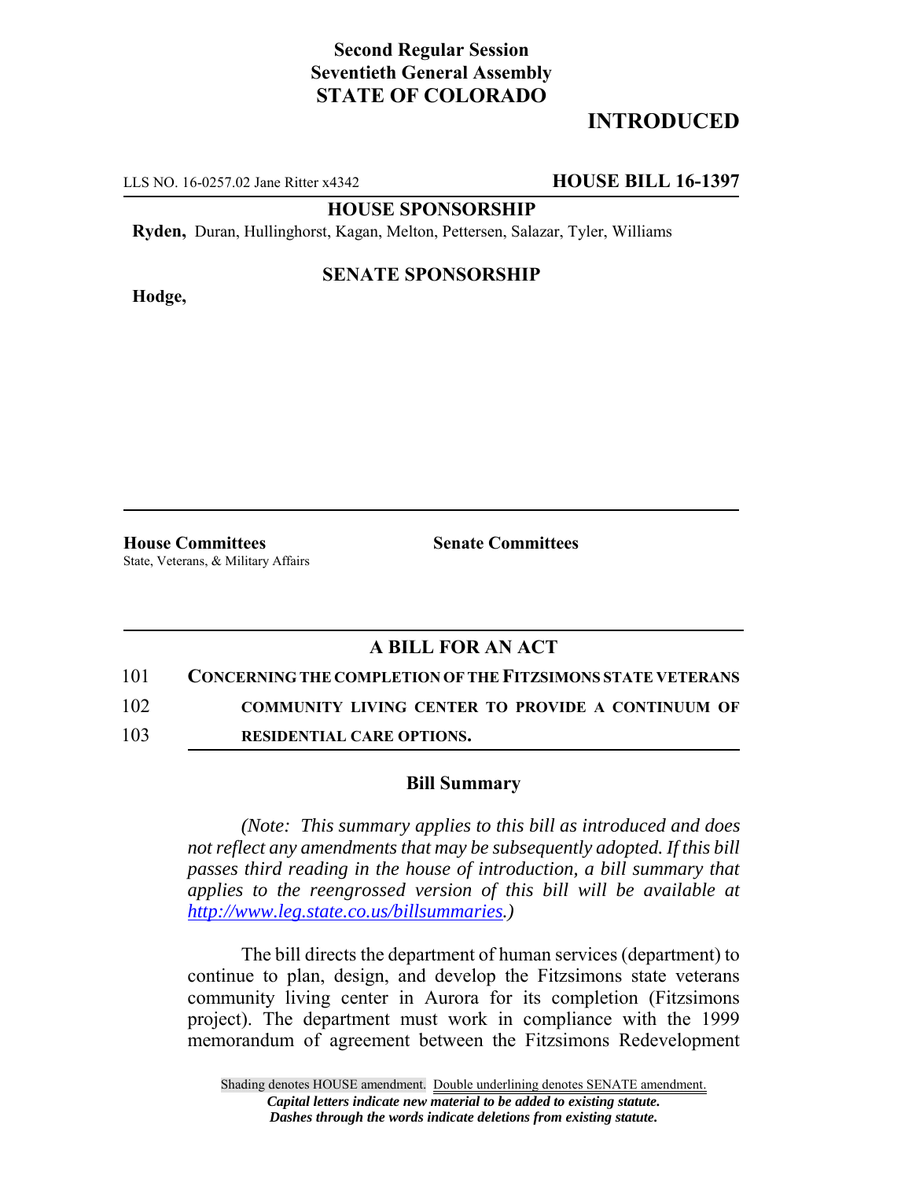**Second Regular Session**
**Seventieth General Assembly**
**STATE OF COLORADO**

**INTRODUCED**

LLS NO. 16-0257.02 Jane Ritter x4342 **HOUSE BILL 16-1397**

**HOUSE SPONSORSHIP**

**Ryden,** Duran, Hullinghorst, Kagan, Melton, Pettersen, Salazar, Tyler, Williams

**SENATE SPONSORSHIP**

**Hodge,**

**House Committees**
State, Veterans, & Military Affairs

**Senate Committees**

## A BILL FOR AN ACT

101 **CONCERNING THE COMPLETION OF THE FITZSIMONS STATE VETERANS**
102 **COMMUNITY LIVING CENTER TO PROVIDE A CONTINUUM OF**
103 **RESIDENTIAL CARE OPTIONS.**

### Bill Summary

*(Note: This summary applies to this bill as introduced and does not reflect any amendments that may be subsequently adopted. If this bill passes third reading in the house of introduction, a bill summary that applies to the reengrossed version of this bill will be available at http://www.leg.state.co.us/billsummaries.)*

The bill directs the department of human services (department) to continue to plan, design, and develop the Fitzsimons state veterans community living center in Aurora for its completion (Fitzsimons project). The department must work in compliance with the 1999 memorandum of agreement between the Fitzsimons Redevelopment

Shading denotes HOUSE amendment. Double underlining denotes SENATE amendment.
*Capital letters indicate new material to be added to existing statute.*
*Dashes through the words indicate deletions from existing statute.*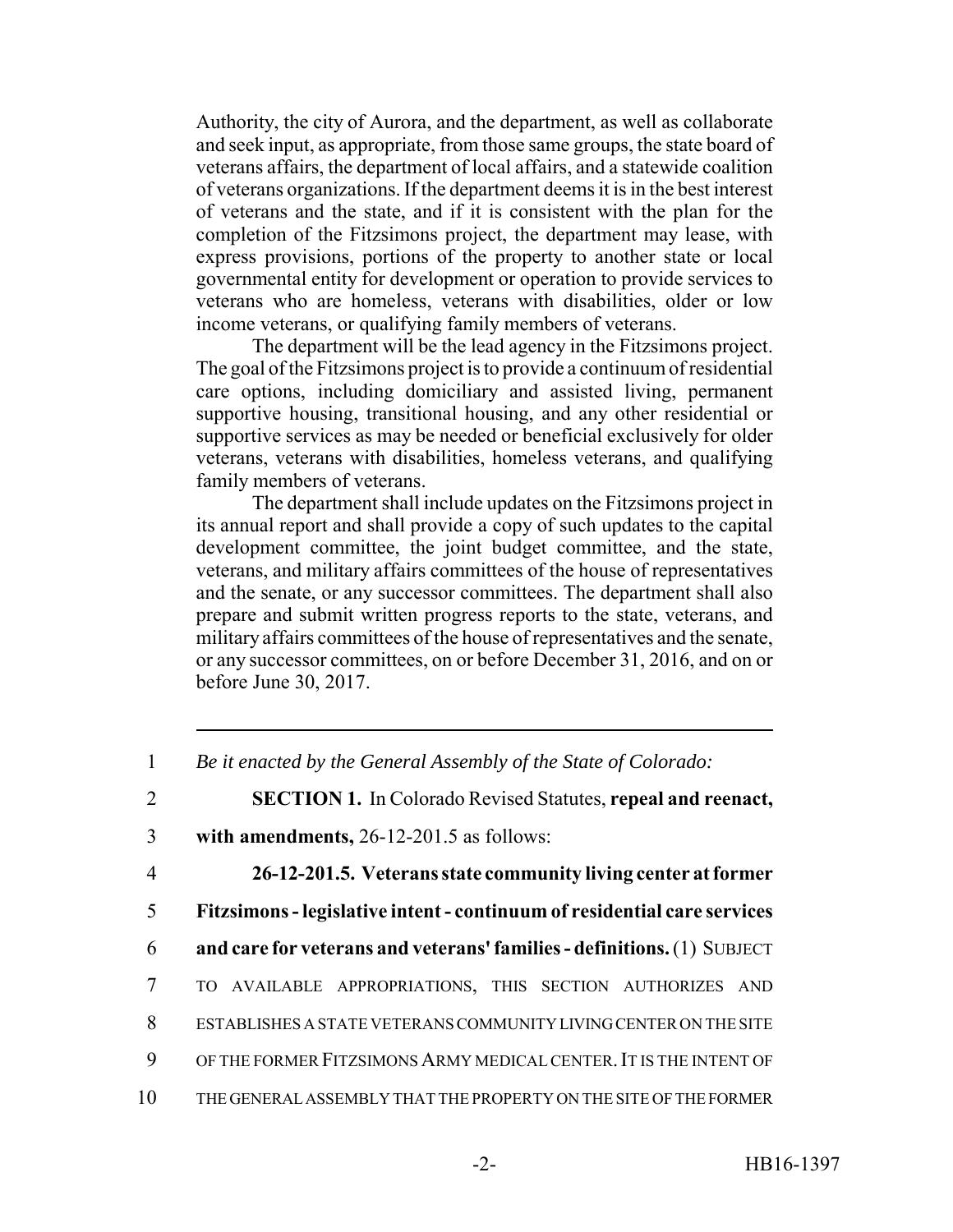Authority, the city of Aurora, and the department, as well as collaborate and seek input, as appropriate, from those same groups, the state board of veterans affairs, the department of local affairs, and a statewide coalition of veterans organizations. If the department deems it is in the best interest of veterans and the state, and if it is consistent with the plan for the completion of the Fitzsimons project, the department may lease, with express provisions, portions of the property to another state or local governmental entity for development or operation to provide services to veterans who are homeless, veterans with disabilities, older or low income veterans, or qualifying family members of veterans.

The department will be the lead agency in the Fitzsimons project. The goal of the Fitzsimons project is to provide a continuum of residential care options, including domiciliary and assisted living, permanent supportive housing, transitional housing, and any other residential or supportive services as may be needed or beneficial exclusively for older veterans, veterans with disabilities, homeless veterans, and qualifying family members of veterans.

The department shall include updates on the Fitzsimons project in its annual report and shall provide a copy of such updates to the capital development committee, the joint budget committee, and the state, veterans, and military affairs committees of the house of representatives and the senate, or any successor committees. The department shall also prepare and submit written progress reports to the state, veterans, and military affairs committees of the house of representatives and the senate, or any successor committees, on or before December 31, 2016, and on or before June 30, 2017.

---

1 *Be it enacted by the General Assembly of the State of Colorado:*

2 **SECTION 1.** In Colorado Revised Statutes, **repeal and reenact,**

3 **with amendments,** 26-12-201.5 as follows:

4 **26-12-201.5. Veterans state community living center at former**

5 **Fitzsimons - legislative intent - continuum of residential care services**

6 **and care for veterans and veterans' families - definitions.** (1) SUBJECT

7 TO AVAILABLE APPROPRIATIONS, THIS SECTION AUTHORIZES AND

8 ESTABLISHES A STATE VETERANS COMMUNITY LIVING CENTER ON THE SITE

9 OF THE FORMER FITZSIMONS ARMY MEDICAL CENTER. IT IS THE INTENT OF

10 THE GENERAL ASSEMBLY THAT THE PROPERTY ON THE SITE OF THE FORMER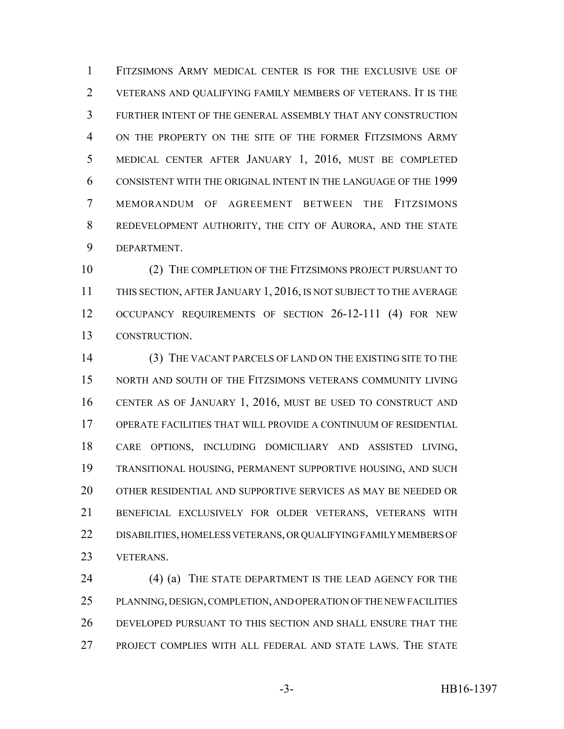FITZSIMONS ARMY MEDICAL CENTER IS FOR THE EXCLUSIVE USE OF VETERANS AND QUALIFYING FAMILY MEMBERS OF VETERANS. IT IS THE FURTHER INTENT OF THE GENERAL ASSEMBLY THAT ANY CONSTRUCTION ON THE PROPERTY ON THE SITE OF THE FORMER FITZSIMONS ARMY MEDICAL CENTER AFTER JANUARY 1, 2016, MUST BE COMPLETED CONSISTENT WITH THE ORIGINAL INTENT IN THE LANGUAGE OF THE 1999 MEMORANDUM OF AGREEMENT BETWEEN THE FITZSIMONS REDEVELOPMENT AUTHORITY, THE CITY OF AURORA, AND THE STATE DEPARTMENT.

(2) THE COMPLETION OF THE FITZSIMONS PROJECT PURSUANT TO THIS SECTION, AFTER JANUARY 1, 2016, IS NOT SUBJECT TO THE AVERAGE OCCUPANCY REQUIREMENTS OF SECTION 26-12-111 (4) FOR NEW CONSTRUCTION.

(3) THE VACANT PARCELS OF LAND ON THE EXISTING SITE TO THE NORTH AND SOUTH OF THE FITZSIMONS VETERANS COMMUNITY LIVING CENTER AS OF JANUARY 1, 2016, MUST BE USED TO CONSTRUCT AND OPERATE FACILITIES THAT WILL PROVIDE A CONTINUUM OF RESIDENTIAL CARE OPTIONS, INCLUDING DOMICILIARY AND ASSISTED LIVING, TRANSITIONAL HOUSING, PERMANENT SUPPORTIVE HOUSING, AND SUCH OTHER RESIDENTIAL AND SUPPORTIVE SERVICES AS MAY BE NEEDED OR BENEFICIAL EXCLUSIVELY FOR OLDER VETERANS, VETERANS WITH DISABILITIES, HOMELESS VETERANS, OR QUALIFYING FAMILY MEMBERS OF VETERANS.

(4) (a) THE STATE DEPARTMENT IS THE LEAD AGENCY FOR THE PLANNING, DESIGN, COMPLETION, AND OPERATION OF THE NEW FACILITIES DEVELOPED PURSUANT TO THIS SECTION AND SHALL ENSURE THAT THE PROJECT COMPLIES WITH ALL FEDERAL AND STATE LAWS. THE STATE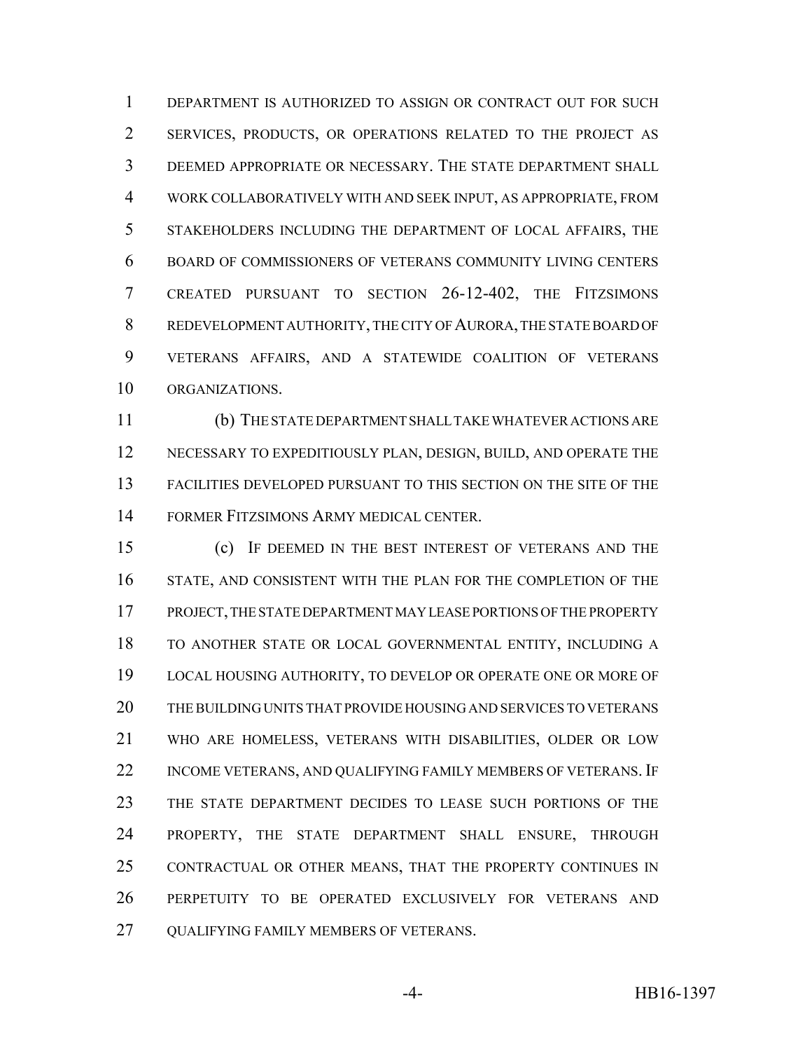DEPARTMENT IS AUTHORIZED TO ASSIGN OR CONTRACT OUT FOR SUCH SERVICES, PRODUCTS, OR OPERATIONS RELATED TO THE PROJECT AS DEEMED APPROPRIATE OR NECESSARY. THE STATE DEPARTMENT SHALL WORK COLLABORATIVELY WITH AND SEEK INPUT, AS APPROPRIATE, FROM STAKEHOLDERS INCLUDING THE DEPARTMENT OF LOCAL AFFAIRS, THE BOARD OF COMMISSIONERS OF VETERANS COMMUNITY LIVING CENTERS CREATED PURSUANT TO SECTION 26-12-402, THE FITZSIMONS REDEVELOPMENT AUTHORITY, THE CITY OF AURORA, THE STATE BOARD OF VETERANS AFFAIRS, AND A STATEWIDE COALITION OF VETERANS ORGANIZATIONS.

(b) THE STATE DEPARTMENT SHALL TAKE WHATEVER ACTIONS ARE NECESSARY TO EXPEDITIOUSLY PLAN, DESIGN, BUILD, AND OPERATE THE FACILITIES DEVELOPED PURSUANT TO THIS SECTION ON THE SITE OF THE FORMER FITZSIMONS ARMY MEDICAL CENTER.

(c) IF DEEMED IN THE BEST INTEREST OF VETERANS AND THE STATE, AND CONSISTENT WITH THE PLAN FOR THE COMPLETION OF THE PROJECT, THE STATE DEPARTMENT MAY LEASE PORTIONS OF THE PROPERTY TO ANOTHER STATE OR LOCAL GOVERNMENTAL ENTITY, INCLUDING A LOCAL HOUSING AUTHORITY, TO DEVELOP OR OPERATE ONE OR MORE OF THE BUILDING UNITS THAT PROVIDE HOUSING AND SERVICES TO VETERANS WHO ARE HOMELESS, VETERANS WITH DISABILITIES, OLDER OR LOW INCOME VETERANS, AND QUALIFYING FAMILY MEMBERS OF VETERANS. IF THE STATE DEPARTMENT DECIDES TO LEASE SUCH PORTIONS OF THE PROPERTY, THE STATE DEPARTMENT SHALL ENSURE, THROUGH CONTRACTUAL OR OTHER MEANS, THAT THE PROPERTY CONTINUES IN PERPETUITY TO BE OPERATED EXCLUSIVELY FOR VETERANS AND QUALIFYING FAMILY MEMBERS OF VETERANS.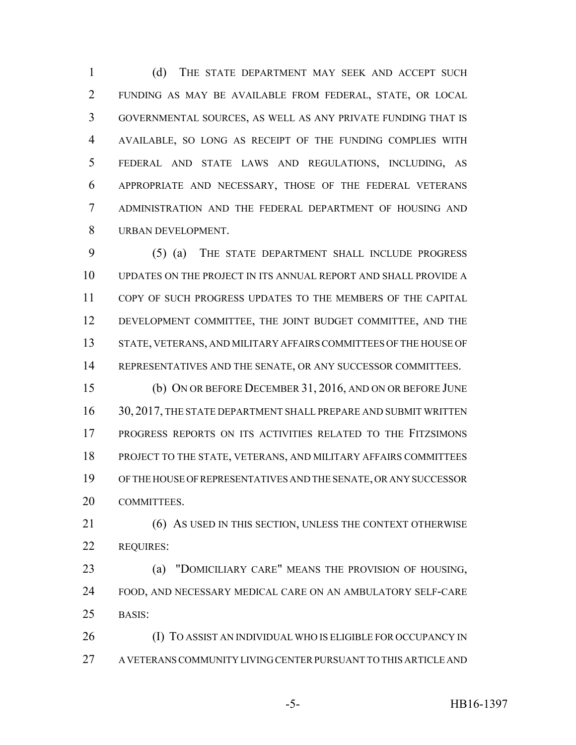(d) THE STATE DEPARTMENT MAY SEEK AND ACCEPT SUCH FUNDING AS MAY BE AVAILABLE FROM FEDERAL, STATE, OR LOCAL GOVERNMENTAL SOURCES, AS WELL AS ANY PRIVATE FUNDING THAT IS AVAILABLE, SO LONG AS RECEIPT OF THE FUNDING COMPLIES WITH FEDERAL AND STATE LAWS AND REGULATIONS, INCLUDING, AS APPROPRIATE AND NECESSARY, THOSE OF THE FEDERAL VETERANS ADMINISTRATION AND THE FEDERAL DEPARTMENT OF HOUSING AND URBAN DEVELOPMENT.

(5) (a) THE STATE DEPARTMENT SHALL INCLUDE PROGRESS UPDATES ON THE PROJECT IN ITS ANNUAL REPORT AND SHALL PROVIDE A COPY OF SUCH PROGRESS UPDATES TO THE MEMBERS OF THE CAPITAL DEVELOPMENT COMMITTEE, THE JOINT BUDGET COMMITTEE, AND THE STATE, VETERANS, AND MILITARY AFFAIRS COMMITTEES OF THE HOUSE OF REPRESENTATIVES AND THE SENATE, OR ANY SUCCESSOR COMMITTEES.

(b) ON OR BEFORE DECEMBER 31, 2016, AND ON OR BEFORE JUNE 30, 2017, THE STATE DEPARTMENT SHALL PREPARE AND SUBMIT WRITTEN PROGRESS REPORTS ON ITS ACTIVITIES RELATED TO THE FITZSIMONS PROJECT TO THE STATE, VETERANS, AND MILITARY AFFAIRS COMMITTEES OF THE HOUSE OF REPRESENTATIVES AND THE SENATE, OR ANY SUCCESSOR COMMITTEES.

(6) AS USED IN THIS SECTION, UNLESS THE CONTEXT OTHERWISE REQUIRES:

(a) "DOMICILIARY CARE" MEANS THE PROVISION OF HOUSING, FOOD, AND NECESSARY MEDICAL CARE ON AN AMBULATORY SELF-CARE BASIS:

(I) TO ASSIST AN INDIVIDUAL WHO IS ELIGIBLE FOR OCCUPANCY IN A VETERANS COMMUNITY LIVING CENTER PURSUANT TO THIS ARTICLE AND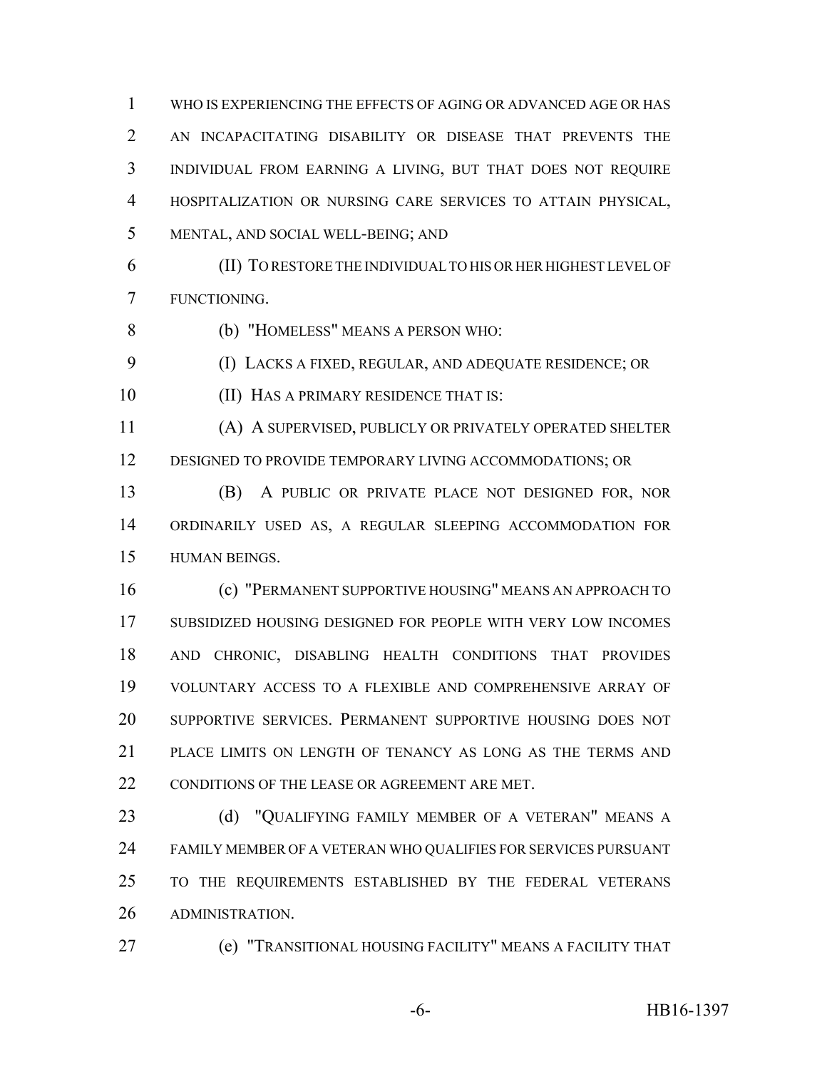WHO IS EXPERIENCING THE EFFECTS OF AGING OR ADVANCED AGE OR HAS AN INCAPACITATING DISABILITY OR DISEASE THAT PREVENTS THE INDIVIDUAL FROM EARNING A LIVING, BUT THAT DOES NOT REQUIRE HOSPITALIZATION OR NURSING CARE SERVICES TO ATTAIN PHYSICAL, MENTAL, AND SOCIAL WELL-BEING; AND

(II) TO RESTORE THE INDIVIDUAL TO HIS OR HER HIGHEST LEVEL OF FUNCTIONING.

(b) "HOMELESS" MEANS A PERSON WHO:

(I) LACKS A FIXED, REGULAR, AND ADEQUATE RESIDENCE; OR

(II) HAS A PRIMARY RESIDENCE THAT IS:

(A) A SUPERVISED, PUBLICLY OR PRIVATELY OPERATED SHELTER DESIGNED TO PROVIDE TEMPORARY LIVING ACCOMMODATIONS; OR

(B) A PUBLIC OR PRIVATE PLACE NOT DESIGNED FOR, NOR ORDINARILY USED AS, A REGULAR SLEEPING ACCOMMODATION FOR HUMAN BEINGS.

(c) "PERMANENT SUPPORTIVE HOUSING" MEANS AN APPROACH TO SUBSIDIZED HOUSING DESIGNED FOR PEOPLE WITH VERY LOW INCOMES AND CHRONIC, DISABLING HEALTH CONDITIONS THAT PROVIDES VOLUNTARY ACCESS TO A FLEXIBLE AND COMPREHENSIVE ARRAY OF SUPPORTIVE SERVICES. PERMANENT SUPPORTIVE HOUSING DOES NOT PLACE LIMITS ON LENGTH OF TENANCY AS LONG AS THE TERMS AND CONDITIONS OF THE LEASE OR AGREEMENT ARE MET.

(d) "QUALIFYING FAMILY MEMBER OF A VETERAN" MEANS A FAMILY MEMBER OF A VETERAN WHO QUALIFIES FOR SERVICES PURSUANT TO THE REQUIREMENTS ESTABLISHED BY THE FEDERAL VETERANS ADMINISTRATION.

(e) "TRANSITIONAL HOUSING FACILITY" MEANS A FACILITY THAT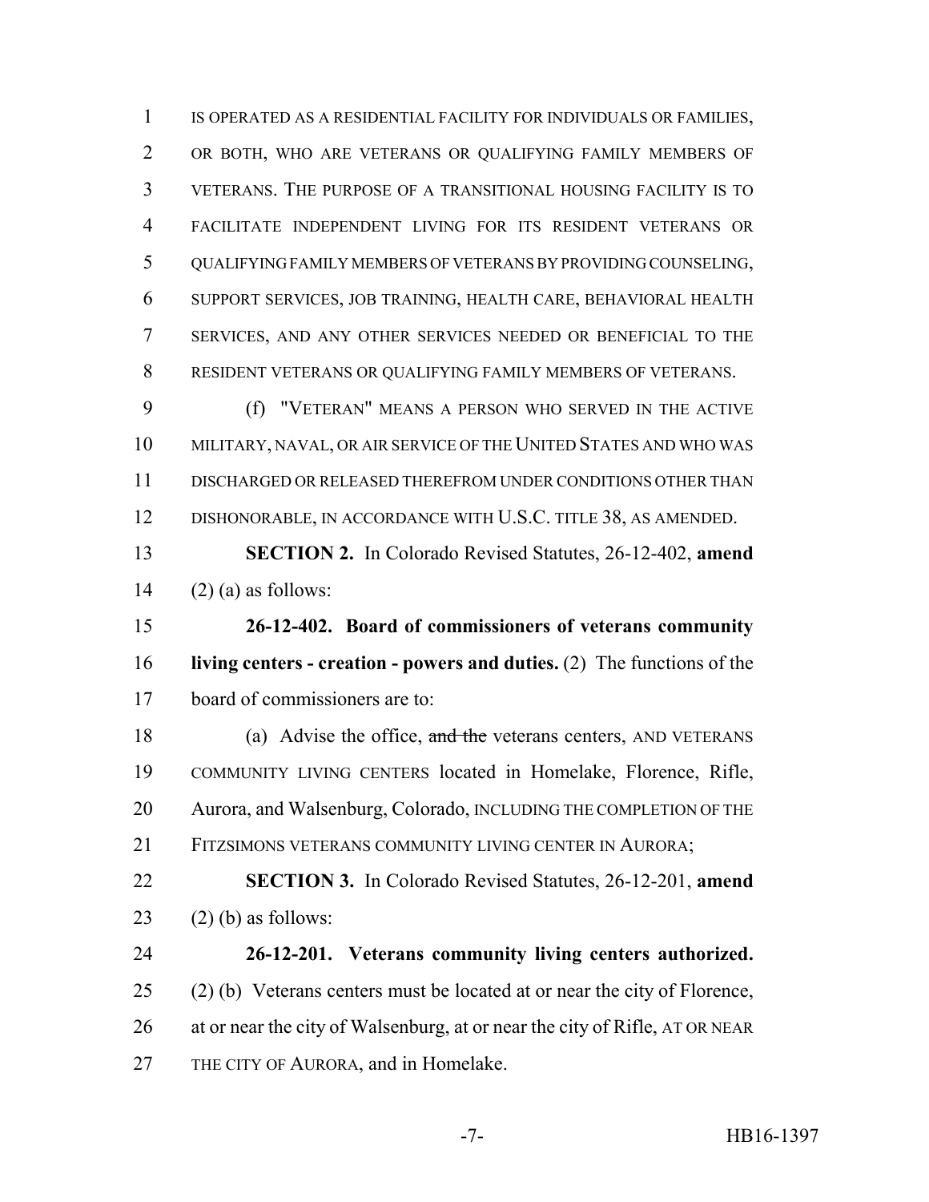IS OPERATED AS A RESIDENTIAL FACILITY FOR INDIVIDUALS OR FAMILIES, OR BOTH, WHO ARE VETERANS OR QUALIFYING FAMILY MEMBERS OF VETERANS. THE PURPOSE OF A TRANSITIONAL HOUSING FACILITY IS TO FACILITATE INDEPENDENT LIVING FOR ITS RESIDENT VETERANS OR QUALIFYING FAMILY MEMBERS OF VETERANS BY PROVIDING COUNSELING, SUPPORT SERVICES, JOB TRAINING, HEALTH CARE, BEHAVIORAL HEALTH SERVICES, AND ANY OTHER SERVICES NEEDED OR BENEFICIAL TO THE RESIDENT VETERANS OR QUALIFYING FAMILY MEMBERS OF VETERANS.

(f) "VETERAN" MEANS A PERSON WHO SERVED IN THE ACTIVE MILITARY, NAVAL, OR AIR SERVICE OF THE UNITED STATES AND WHO WAS DISCHARGED OR RELEASED THEREFROM UNDER CONDITIONS OTHER THAN DISHONORABLE, IN ACCORDANCE WITH U.S.C. TITLE 38, AS AMENDED.

**SECTION 2.** In Colorado Revised Statutes, 26-12-402, **amend** (2) (a) as follows:

**26-12-402. Board of commissioners of veterans community living centers - creation - powers and duties.** (2) The functions of the board of commissioners are to:

(a) Advise the office, ~~and the~~ veterans centers, AND VETERANS COMMUNITY LIVING CENTERS located in Homelake, Florence, Rifle, Aurora, and Walsenburg, Colorado, INCLUDING THE COMPLETION OF THE FITZSIMONS VETERANS COMMUNITY LIVING CENTER IN AURORA;

**SECTION 3.** In Colorado Revised Statutes, 26-12-201, **amend** (2) (b) as follows:

**26-12-201. Veterans community living centers authorized.** (2) (b) Veterans centers must be located at or near the city of Florence, at or near the city of Walsenburg, at or near the city of Rifle, AT OR NEAR THE CITY OF AURORA, and in Homelake.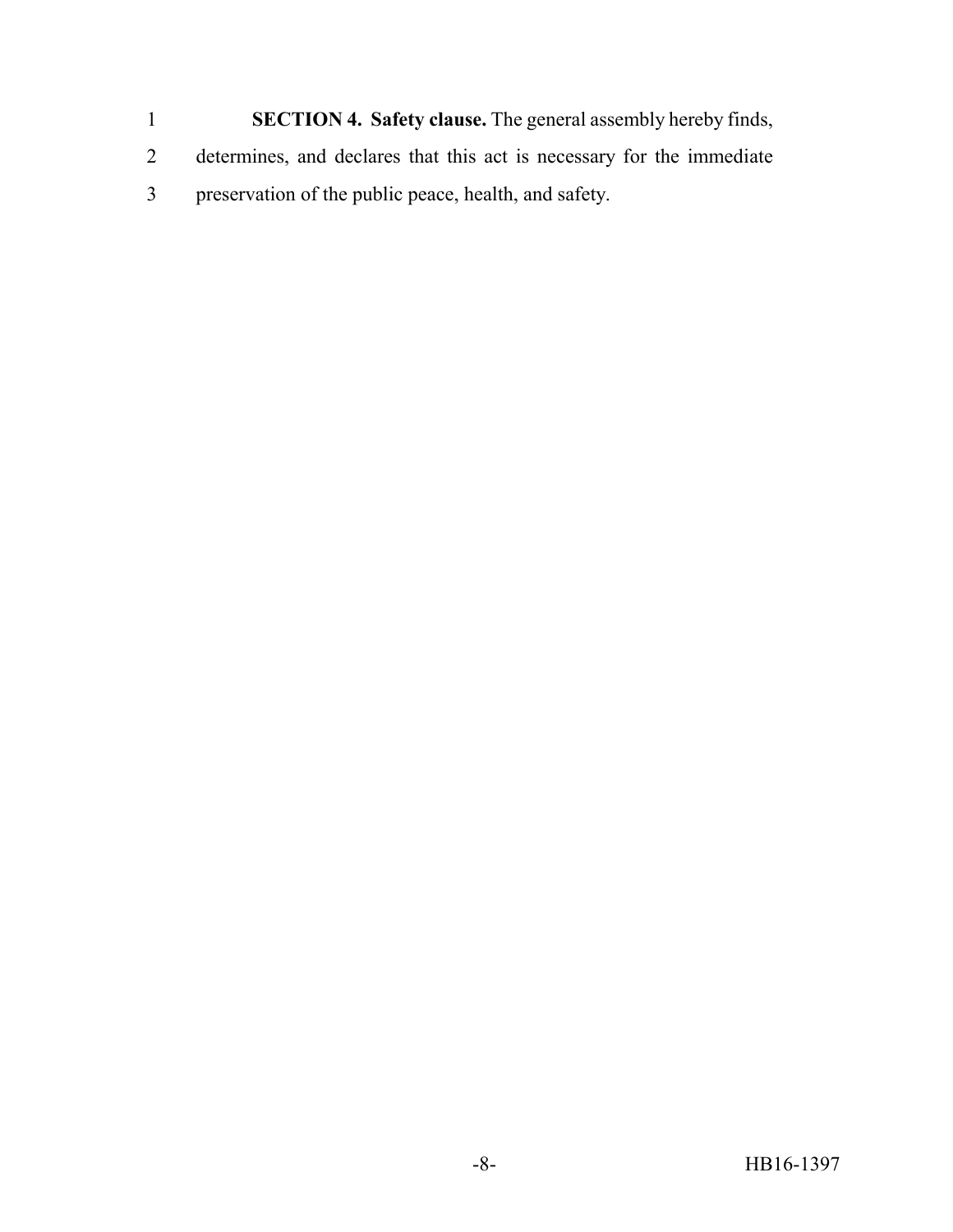**SECTION 4. Safety clause.** The general assembly hereby finds, determines, and declares that this act is necessary for the immediate preservation of the public peace, health, and safety.